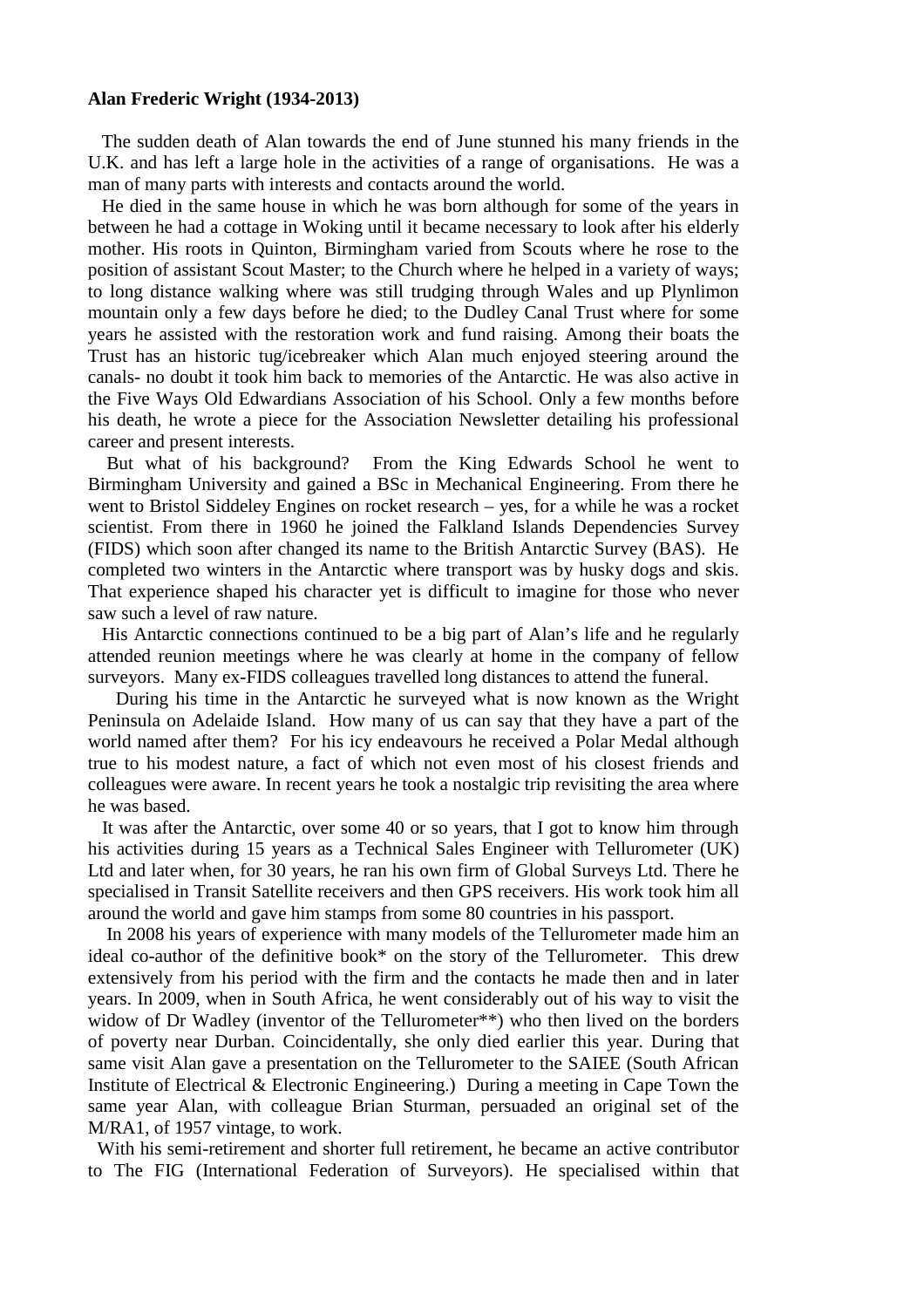**Alan Frederic Wright (1934-2013)**

The sudden death of Alan towards the end of June stunned his many friends in the U.K. and has left a large hole in the activities of a range of organisations. He was a man of many parts with interests and contacts around the world.

He died in the same house in which he was born although for some of the years in between he had a cottage in Woking until it became necessary to look after his elderly mother. His roots in Quinton, Birmingham varied from Scouts where he rose to the position of assistant Scout Master; to the Church where he helped in a variety of ways; to long distance walking where was still trudging through Wales and up Plynlimon mountain only a few days before he died; to the Dudley Canal Trust where for some years he assisted with the restoration work and fund raising. Among their boats the Trust has an historic tug/icebreaker which Alan much enjoyed steering around the canals- no doubt it took him back to memories of the Antarctic. He was also active in the Five Ways Old Edwardians Association of his School. Only a few months before his death, he wrote a piece for the Association Newsletter detailing his professional career and present interests.

But what of his background? From the King Edwards School he went to Birmingham University and gained a BSc in Mechanical Engineering. From there he went to Bristol Siddeley Engines on rocket research – yes, for a while he was a rocket scientist. From there in 1960 he joined the Falkland Islands Dependencies Survey (FIDS) which soon after changed its name to the British Antarctic Survey (BAS). He completed two winters in the Antarctic where transport was by husky dogs and skis. That experience shaped his character yet is difficult to imagine for those who never saw such a level of raw nature.

His Antarctic connections continued to be a big part of Alan's life and he regularly attended reunion meetings where he was clearly at home in the company of fellow surveyors. Many ex-FIDS colleagues travelled long distances to attend the funeral.

During his time in the Antarctic he surveyed what is now known as the Wright Peninsula on Adelaide Island. How many of us can say that they have a part of the world named after them? For his icy endeavours he received a Polar Medal although true to his modest nature, a fact of which not even most of his closest friends and colleagues were aware. In recent years he took a nostalgic trip revisiting the area where he was based.

It was after the Antarctic, over some 40 or so years, that I got to know him through his activities during 15 years as a Technical Sales Engineer with Tellurometer (UK) Ltd and later when, for 30 years, he ran his own firm of Global Surveys Ltd. There he specialised in Transit Satellite receivers and then GPS receivers. His work took him all around the world and gave him stamps from some 80 countries in his passport.

In 2008 his years of experience with many models of the Tellurometer made him an ideal co-author of the definitive book* on the story of the Tellurometer. This drew extensively from his period with the firm and the contacts he made then and in later years. In 2009, when in South Africa, he went considerably out of his way to visit the widow of Dr Wadley (inventor of the Tellurometer**) who then lived on the borders of poverty near Durban. Coincidentally, she only died earlier this year. During that same visit Alan gave a presentation on the Tellurometer to the SAIEE (South African Institute of Electrical & Electronic Engineering.) During a meeting in Cape Town the same year Alan, with colleague Brian Sturman, persuaded an original set of the M/RA1, of 1957 vintage, to work.

With his semi-retirement and shorter full retirement, he became an active contributor to The FIG (International Federation of Surveyors). He specialised within that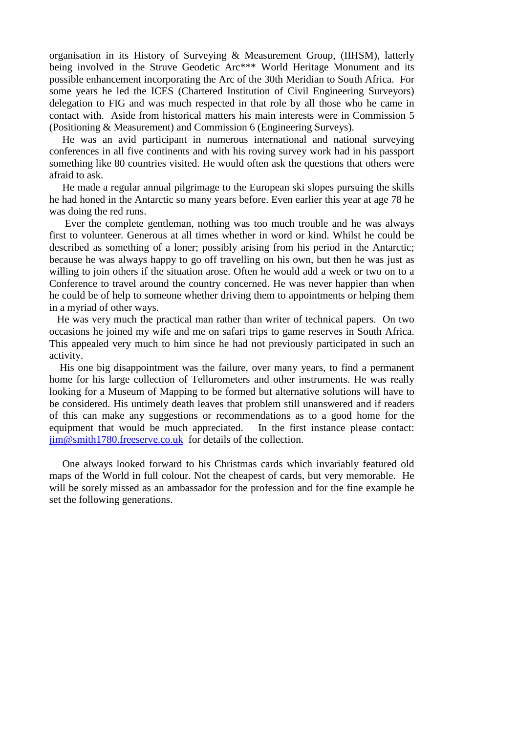organisation in its History of Surveying & Measurement Group, (IIHSM), latterly being involved in the Struve Geodetic Arc*** World Heritage Monument and its possible enhancement incorporating the Arc of the 30th Meridian to South Africa. For some years he led the ICES (Chartered Institution of Civil Engineering Surveyors) delegation to FIG and was much respected in that role by all those who he came in contact with. Aside from historical matters his main interests were in Commission 5 (Positioning & Measurement) and Commission 6 (Engineering Surveys).

He was an avid participant in numerous international and national surveying conferences in all five continents and with his roving survey work had in his passport something like 80 countries visited. He would often ask the questions that others were afraid to ask.

He made a regular annual pilgrimage to the European ski slopes pursuing the skills he had honed in the Antarctic so many years before. Even earlier this year at age 78 he was doing the red runs.

Ever the complete gentleman, nothing was too much trouble and he was always first to volunteer. Generous at all times whether in word or kind. Whilst he could be described as something of a loner; possibly arising from his period in the Antarctic; because he was always happy to go off travelling on his own, but then he was just as willing to join others if the situation arose. Often he would add a week or two on to a Conference to travel around the country concerned. He was never happier than when he could be of help to someone whether driving them to appointments or helping them in a myriad of other ways.

He was very much the practical man rather than writer of technical papers. On two occasions he joined my wife and me on safari trips to game reserves in South Africa. This appealed very much to him since he had not previously participated in such an activity.

His one big disappointment was the failure, over many years, to find a permanent home for his large collection of Tellurometers and other instruments. He was really looking for a Museum of Mapping to be formed but alternative solutions will have to be considered. His untimely death leaves that problem still unanswered and if readers of this can make any suggestions or recommendations as to a good home for the equipment that would be much appreciated. In the first instance please contact: jim@smith1780.freeserve.co.uk for details of the collection.

One always looked forward to his Christmas cards which invariably featured old maps of the World in full colour. Not the cheapest of cards, but very memorable. He will be sorely missed as an ambassador for the profession and for the fine example he set the following generations.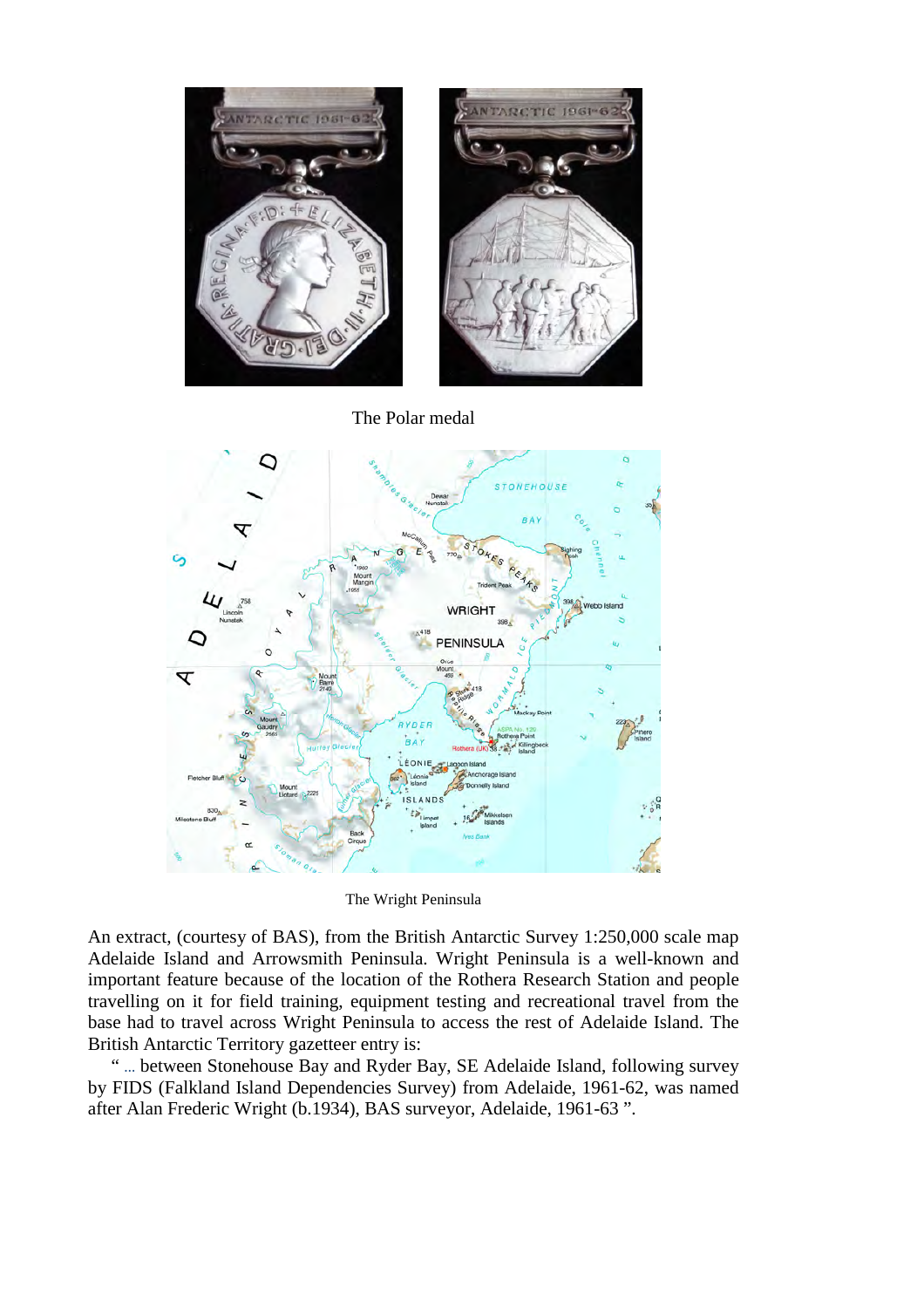The Polar medal

The Wright Peninsula

An extract, (courtesy of BAS), from the British Antarctic Survey 1:250,000 scale map Adelaide Island and Arrowsmith Peninsula. Wright Peninsula is a well-known and important feature because of the location of the Rothera Research Station and people travelling on it for field training, equipment testing and recreational travel from the base had to travel across Wright Peninsula to access the rest of Adelaide Island. The British Antarctic Territory gazetteer entry is:

" ... between Stonehouse Bay and Ryder Bay, SE Adelaide Island, following survey by FIDS (Falkland Island Dependencies Survey) from Adelaide, 1961-62, was named after Alan Frederic Wright (b.1934), BAS surveyor, Adelaide, 1961-63 ".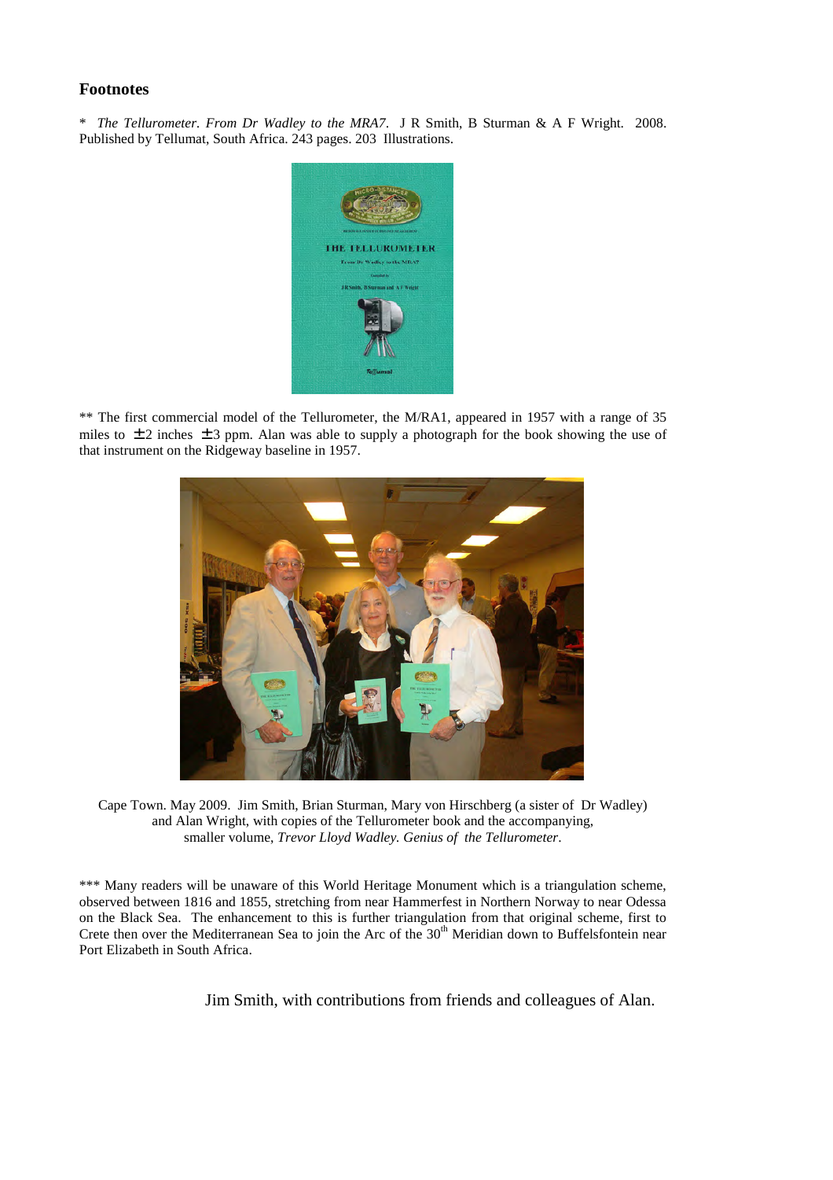### Footnotes

\* *The Tellurometer. From Dr Wadley to the MRA7*. J R Smith, B Sturman & A F Wright. 2008. Published by Tellumat, South Africa. 243 pages. 203 Illustrations.

\** The first commercial model of the Tellurometer, the M/RA1, appeared in 1957 with a range of 35 miles to ± 2 inches ± 3 ppm. Alan was able to supply a photograph for the book showing the use of that instrument on the Ridgeway baseline in 1957.

Cape Town. May 2009. Jim Smith, Brian Sturman, Mary von Hirschberg (a sister of Dr Wadley) and Alan Wright, with copies of the Tellurometer book and the accompanying, smaller volume, *Trevor Lloyd Wadley. Genius of the Tellurometer*.

\*** Many readers will be unaware of this World Heritage Monument which is a triangulation scheme, observed between 1816 and 1855, stretching from near Hammerfest in Northern Norway to near Odessa on the Black Sea. The enhancement to this is further triangulation from that original scheme, first to Crete then over the Mediterranean Sea to join the Arc of the 30th Meridian down to Buffelsfontein near Port Elizabeth in South Africa.

Jim Smith, with contributions from friends and colleagues of Alan.